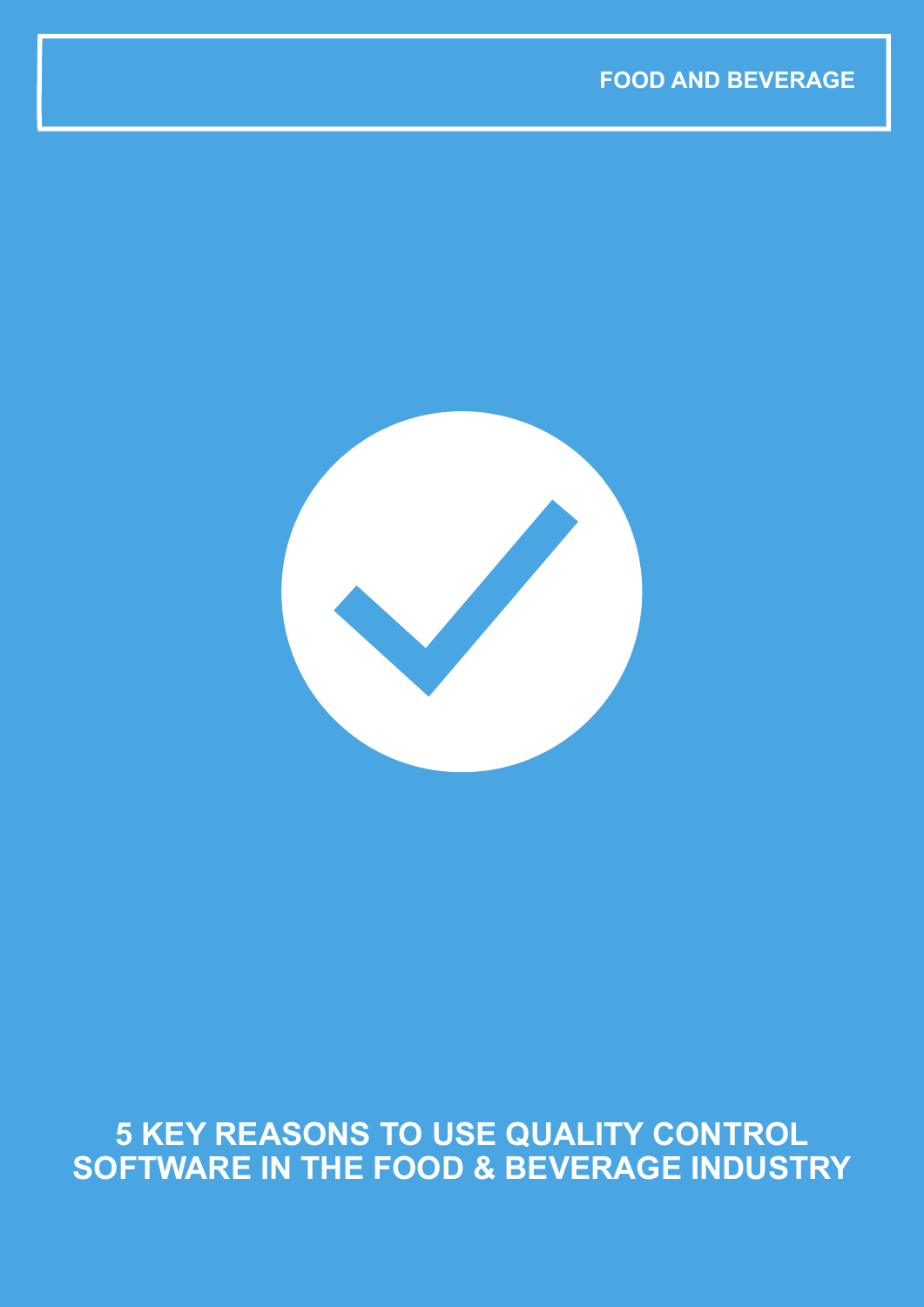FOOD AND BEVERAGE

# 5 KEY REASONS TO USE QUALITY CONTROL SOFTWARE IN THE FOOD & BEVERAGE INDUSTRY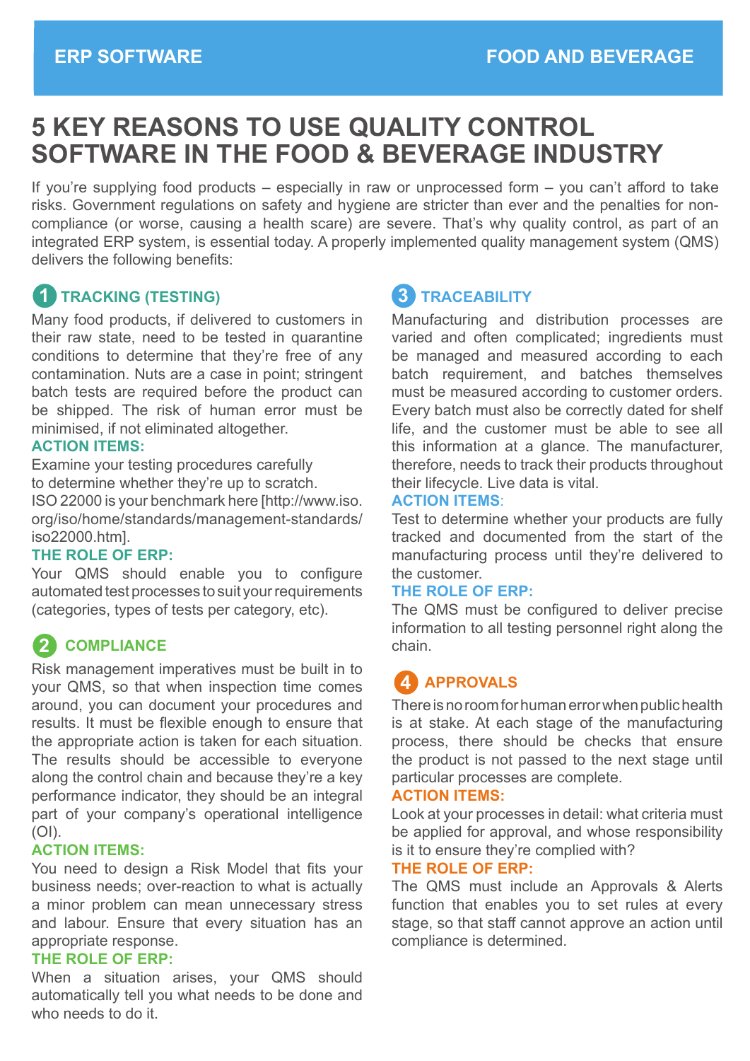# 5 KEY REASONS TO USE QUALITY CONTROL SOFTWARE IN THE FOOD & BEVERAGE INDUSTRY

If you're supplying food products – especially in raw or unprocessed form – you can't afford to take risks. Government regulations on safety and hygiene are stricter than ever and the penalties for non-compliance (or worse, causing a health scare) are severe. That's why quality control, as part of an integrated ERP system, is essential today. A properly implemented quality management system (QMS) delivers the following benefits:

## 1 TRACKING (TESTING)

Many food products, if delivered to customers in their raw state, need to be tested in quarantine conditions to determine that they're free of any contamination. Nuts are a case in point; stringent batch tests are required before the product can be shipped. The risk of human error must be minimised, if not eliminated altogether.

**ACTION ITEMS:**

Examine your testing procedures carefully to determine whether they're up to scratch. ISO 22000 is your benchmark here [http://www.iso.org/iso/home/standards/management-standards/iso22000.htm].

**THE ROLE OF ERP:**

Your QMS should enable you to configure automated test processes to suit your requirements (categories, types of tests per category, etc).

## 2 COMPLIANCE

Risk management imperatives must be built in to your QMS, so that when inspection time comes around, you can document your procedures and results. It must be flexible enough to ensure that the appropriate action is taken for each situation. The results should be accessible to everyone along the control chain and because they're a key performance indicator, they should be an integral part of your company's operational intelligence (OI).

**ACTION ITEMS:**

You need to design a Risk Model that fits your business needs; over-reaction to what is actually a minor problem can mean unnecessary stress and labour. Ensure that every situation has an appropriate response.

**THE ROLE OF ERP:**

When a situation arises, your QMS should automatically tell you what needs to be done and who needs to do it.

## 3 TRACEABILITY

Manufacturing and distribution processes are varied and often complicated; ingredients must be managed and measured according to each batch requirement, and batches themselves must be measured according to customer orders. Every batch must also be correctly dated for shelf life, and the customer must be able to see all this information at a glance. The manufacturer, therefore, needs to track their products throughout their lifecycle. Live data is vital.

**ACTION ITEMS:**

Test to determine whether your products are fully tracked and documented from the start of the manufacturing process until they're delivered to the customer.

**THE ROLE OF ERP:**

The QMS must be configured to deliver precise information to all testing personnel right along the chain.

## 4 APPROVALS

There is no room for human error when public health is at stake. At each stage of the manufacturing process, there should be checks that ensure the product is not passed to the next stage until particular processes are complete.

**ACTION ITEMS:**

Look at your processes in detail: what criteria must be applied for approval, and whose responsibility is it to ensure they're complied with?

**THE ROLE OF ERP:**

The QMS must include an Approvals & Alerts function that enables you to set rules at every stage, so that staff cannot approve an action until compliance is determined.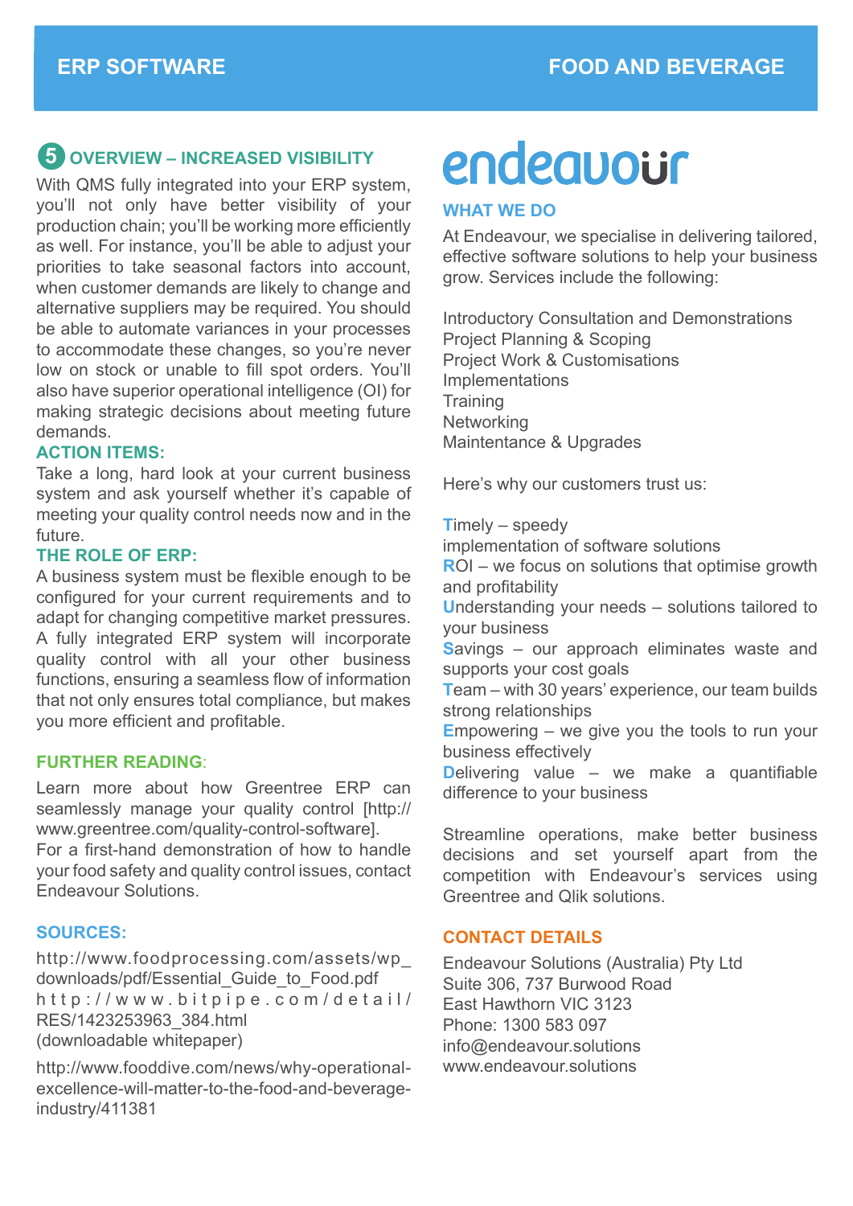## 5 OVERVIEW – INCREASED VISIBILITY

With QMS fully integrated into your ERP system, you'll not only have better visibility of your production chain; you'll be working more efficiently as well. For instance, you'll be able to adjust your priorities to take seasonal factors into account, when customer demands are likely to change and alternative suppliers may be required. You should be able to automate variances in your processes to accommodate these changes, so you're never low on stock or unable to fill spot orders. You'll also have superior operational intelligence (OI) for making strategic decisions about meeting future demands.

### ACTION ITEMS:

Take a long, hard look at your current business system and ask yourself whether it's capable of meeting your quality control needs now and in the future.

### THE ROLE OF ERP:

A business system must be flexible enough to be configured for your current requirements and to adapt for changing competitive market pressures. A fully integrated ERP system will incorporate quality control with all your other business functions, ensuring a seamless flow of information that not only ensures total compliance, but makes you more efficient and profitable.

### FURTHER READING:

Learn more about how Greentree ERP can seamlessly manage your quality control [http://www.greentree.com/quality-control-software].
For a first-hand demonstration of how to handle your food safety and quality control issues, contact Endeavour Solutions.

### SOURCES:

http://www.foodprocessing.com/assets/wp_downloads/pdf/Essential_Guide_to_Food.pdf
http://www.bitpipe.com/detail/RES/1423253963_384.html
(downloadable whitepaper)

http://www.fooddive.com/news/why-operational-excellence-will-matter-to-the-food-and-beverage-industry/411381

# endeavour

### WHAT WE DO

At Endeavour, we specialise in delivering tailored, effective software solutions to help your business grow. Services include the following:

Introductory Consultation and Demonstrations
Project Planning & Scoping
Project Work & Customisations
Implementations
Training
Networking
Maintenance & Upgrades

Here's why our customers trust us:

**T**imely – speedy implementation of software solutions
**R**OI – we focus on solutions that optimise growth and profitability
**U**nderstanding your needs – solutions tailored to your business
**S**avings – our approach eliminates waste and supports your cost goals
**T**eam – with 30 years' experience, our team builds strong relationships
**E**mpowering – we give you the tools to run your business effectively
**D**elivering value – we make a quantifiable difference to your business

Streamline operations, make better business decisions and set yourself apart from the competition with Endeavour's services using Greentree and Qlik solutions.

### CONTACT DETAILS

Endeavour Solutions (Australia) Pty Ltd
Suite 306, 737 Burwood Road
East Hawthorn VIC 3123
Phone: 1300 583 097
info@endeavour.solutions
www.endeavour.solutions